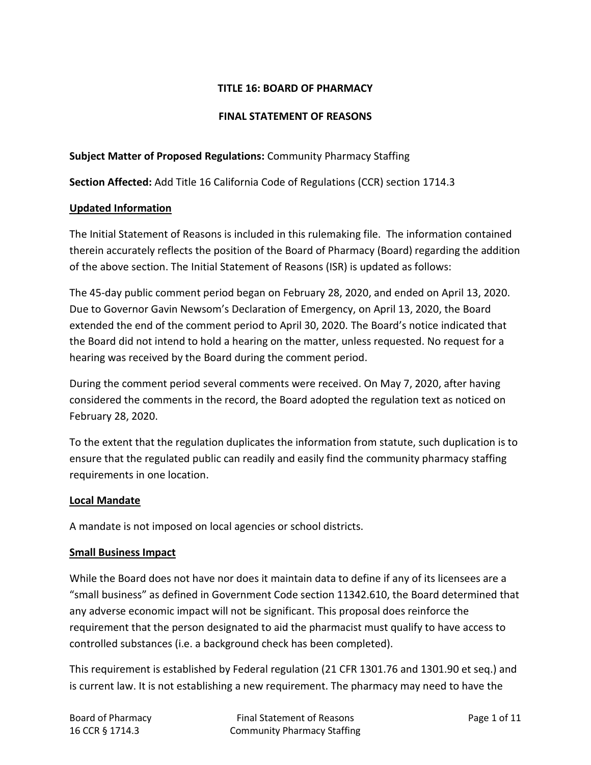**TITLE 16: BOARD OF PHARMACY**

**FINAL STATEMENT OF REASONS**

**Subject Matter of Proposed Regulations:** Community Pharmacy Staffing

**Section Affected:** Add Title 16 California Code of Regulations (CCR) section 1714.3

## Updated Information

The Initial Statement of Reasons is included in this rulemaking file. The information contained therein accurately reflects the position of the Board of Pharmacy (Board) regarding the addition of the above section. The Initial Statement of Reasons (ISR) is updated as follows:

The 45-day public comment period began on February 28, 2020, and ended on April 13, 2020. Due to Governor Gavin Newsom's Declaration of Emergency, on April 13, 2020, the Board extended the end of the comment period to April 30, 2020. The Board's notice indicated that the Board did not intend to hold a hearing on the matter, unless requested. No request for a hearing was received by the Board during the comment period.

During the comment period several comments were received. On May 7, 2020, after having considered the comments in the record, the Board adopted the regulation text as noticed on February 28, 2020.

To the extent that the regulation duplicates the information from statute, such duplication is to ensure that the regulated public can readily and easily find the community pharmacy staffing requirements in one location.

## Local Mandate

A mandate is not imposed on local agencies or school districts.

## Small Business Impact

While the Board does not have nor does it maintain data to define if any of its licensees are a "small business" as defined in Government Code section 11342.610, the Board determined that any adverse economic impact will not be significant. This proposal does reinforce the requirement that the person designated to aid the pharmacist must qualify to have access to controlled substances (i.e. a background check has been completed).

This requirement is established by Federal regulation (21 CFR 1301.76 and 1301.90 et seq.) and is current law. It is not establishing a new requirement. The pharmacy may need to have the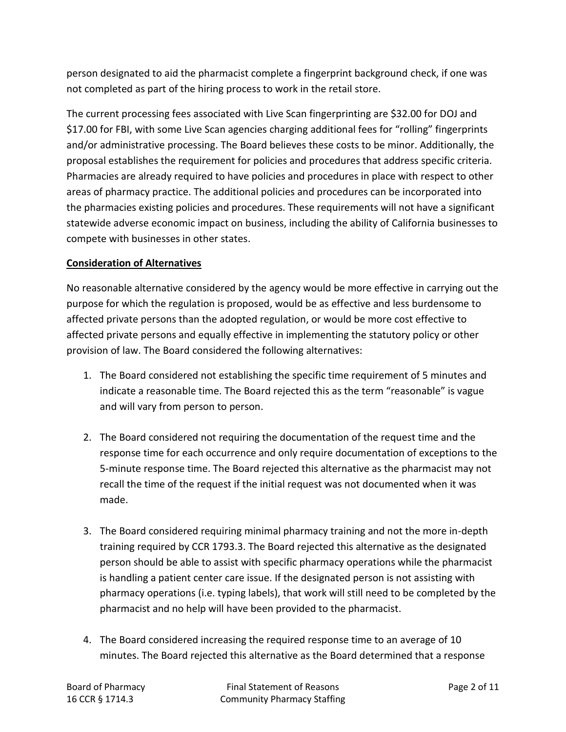person designated to aid the pharmacist complete a fingerprint background check, if one was not completed as part of the hiring process to work in the retail store.

The current processing fees associated with Live Scan fingerprinting are $32.00 for DOJ and $17.00 for FBI, with some Live Scan agencies charging additional fees for "rolling" fingerprints and/or administrative processing. The Board believes these costs to be minor. Additionally, the proposal establishes the requirement for policies and procedures that address specific criteria. Pharmacies are already required to have policies and procedures in place with respect to other areas of pharmacy practice. The additional policies and procedures can be incorporated into the pharmacies existing policies and procedures. These requirements will not have a significant statewide adverse economic impact on business, including the ability of California businesses to compete with businesses in other states.

**Consideration of Alternatives**

No reasonable alternative considered by the agency would be more effective in carrying out the purpose for which the regulation is proposed, would be as effective and less burdensome to affected private persons than the adopted regulation, or would be more cost effective to affected private persons and equally effective in implementing the statutory policy or other provision of law. The Board considered the following alternatives:

1. The Board considered not establishing the specific time requirement of 5 minutes and indicate a reasonable time. The Board rejected this as the term "reasonable" is vague and will vary from person to person.

2. The Board considered not requiring the documentation of the request time and the response time for each occurrence and only require documentation of exceptions to the 5-minute response time. The Board rejected this alternative as the pharmacist may not recall the time of the request if the initial request was not documented when it was made.

3. The Board considered requiring minimal pharmacy training and not the more in-depth training required by CCR 1793.3. The Board rejected this alternative as the designated person should be able to assist with specific pharmacy operations while the pharmacist is handling a patient center care issue. If the designated person is not assisting with pharmacy operations (i.e. typing labels), that work will still need to be completed by the pharmacist and no help will have been provided to the pharmacist.

4. The Board considered increasing the required response time to an average of 10 minutes. The Board rejected this alternative as the Board determined that a response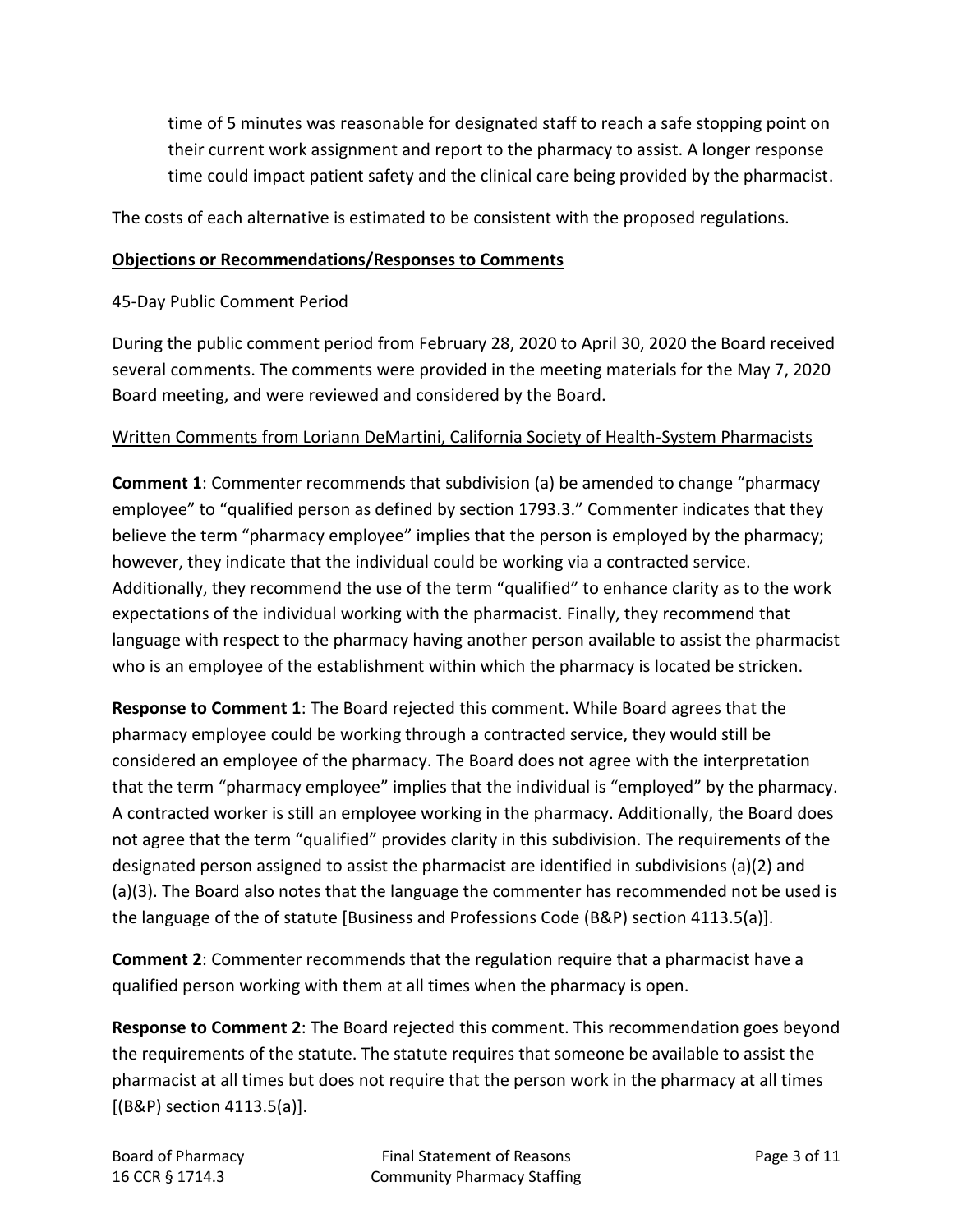time of 5 minutes was reasonable for designated staff to reach a safe stopping point on their current work assignment and report to the pharmacy to assist. A longer response time could impact patient safety and the clinical care being provided by the pharmacist.

The costs of each alternative is estimated to be consistent with the proposed regulations.

## Objections or Recommendations/Responses to Comments

45-Day Public Comment Period

During the public comment period from February 28, 2020 to April 30, 2020 the Board received several comments. The comments were provided in the meeting materials for the May 7, 2020 Board meeting, and were reviewed and considered by the Board.

Written Comments from Loriann DeMartini, California Society of Health-System Pharmacists

**Comment 1**: Commenter recommends that subdivision (a) be amended to change "pharmacy employee" to "qualified person as defined by section 1793.3." Commenter indicates that they believe the term "pharmacy employee" implies that the person is employed by the pharmacy; however, they indicate that the individual could be working via a contracted service. Additionally, they recommend the use of the term "qualified" to enhance clarity as to the work expectations of the individual working with the pharmacist. Finally, they recommend that language with respect to the pharmacy having another person available to assist the pharmacist who is an employee of the establishment within which the pharmacy is located be stricken.

**Response to Comment 1**: The Board rejected this comment. While Board agrees that the pharmacy employee could be working through a contracted service, they would still be considered an employee of the pharmacy. The Board does not agree with the interpretation that the term "pharmacy employee" implies that the individual is "employed" by the pharmacy. A contracted worker is still an employee working in the pharmacy. Additionally, the Board does not agree that the term "qualified" provides clarity in this subdivision. The requirements of the designated person assigned to assist the pharmacist are identified in subdivisions (a)(2) and (a)(3). The Board also notes that the language the commenter has recommended not be used is the language of the of statute [Business and Professions Code (B&P) section 4113.5(a)].

**Comment 2**: Commenter recommends that the regulation require that a pharmacist have a qualified person working with them at all times when the pharmacy is open.

**Response to Comment 2**: The Board rejected this comment. This recommendation goes beyond the requirements of the statute. The statute requires that someone be available to assist the pharmacist at all times but does not require that the person work in the pharmacy at all times [(B&P) section 4113.5(a)].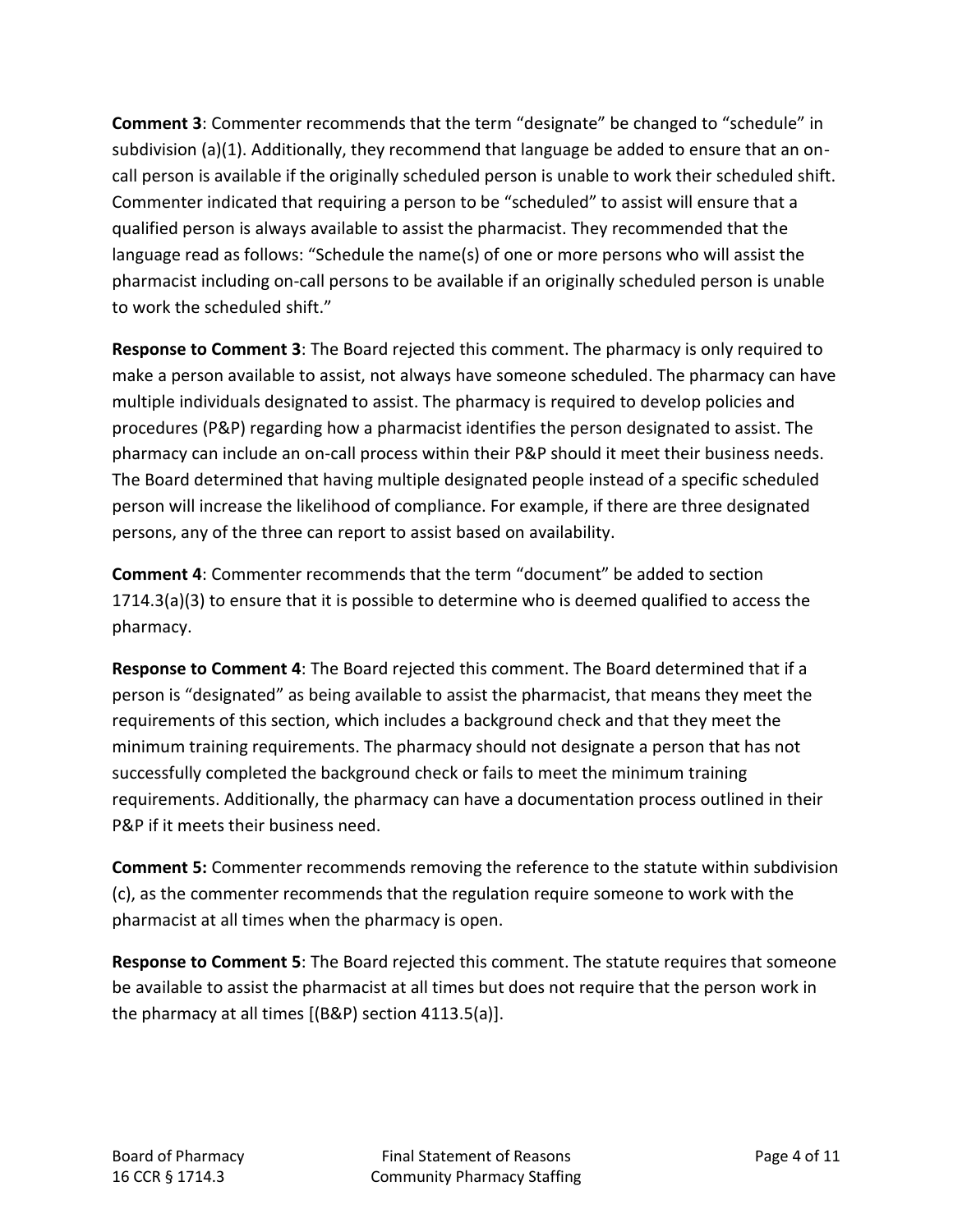**Comment 3**: Commenter recommends that the term "designate" be changed to "schedule" in subdivision (a)(1). Additionally, they recommend that language be added to ensure that an on-call person is available if the originally scheduled person is unable to work their scheduled shift. Commenter indicated that requiring a person to be "scheduled" to assist will ensure that a qualified person is always available to assist the pharmacist. They recommended that the language read as follows: "Schedule the name(s) of one or more persons who will assist the pharmacist including on-call persons to be available if an originally scheduled person is unable to work the scheduled shift."

**Response to Comment 3**: The Board rejected this comment. The pharmacy is only required to make a person available to assist, not always have someone scheduled. The pharmacy can have multiple individuals designated to assist. The pharmacy is required to develop policies and procedures (P&P) regarding how a pharmacist identifies the person designated to assist. The pharmacy can include an on-call process within their P&P should it meet their business needs. The Board determined that having multiple designated people instead of a specific scheduled person will increase the likelihood of compliance. For example, if there are three designated persons, any of the three can report to assist based on availability.

**Comment 4**: Commenter recommends that the term "document" be added to section 1714.3(a)(3) to ensure that it is possible to determine who is deemed qualified to access the pharmacy.

**Response to Comment 4**: The Board rejected this comment. The Board determined that if a person is "designated" as being available to assist the pharmacist, that means they meet the requirements of this section, which includes a background check and that they meet the minimum training requirements. The pharmacy should not designate a person that has not successfully completed the background check or fails to meet the minimum training requirements. Additionally, the pharmacy can have a documentation process outlined in their P&P if it meets their business need.

**Comment 5:** Commenter recommends removing the reference to the statute within subdivision (c), as the commenter recommends that the regulation require someone to work with the pharmacist at all times when the pharmacy is open.

**Response to Comment 5**: The Board rejected this comment. The statute requires that someone be available to assist the pharmacist at all times but does not require that the person work in the pharmacy at all times [(B&P) section 4113.5(a)].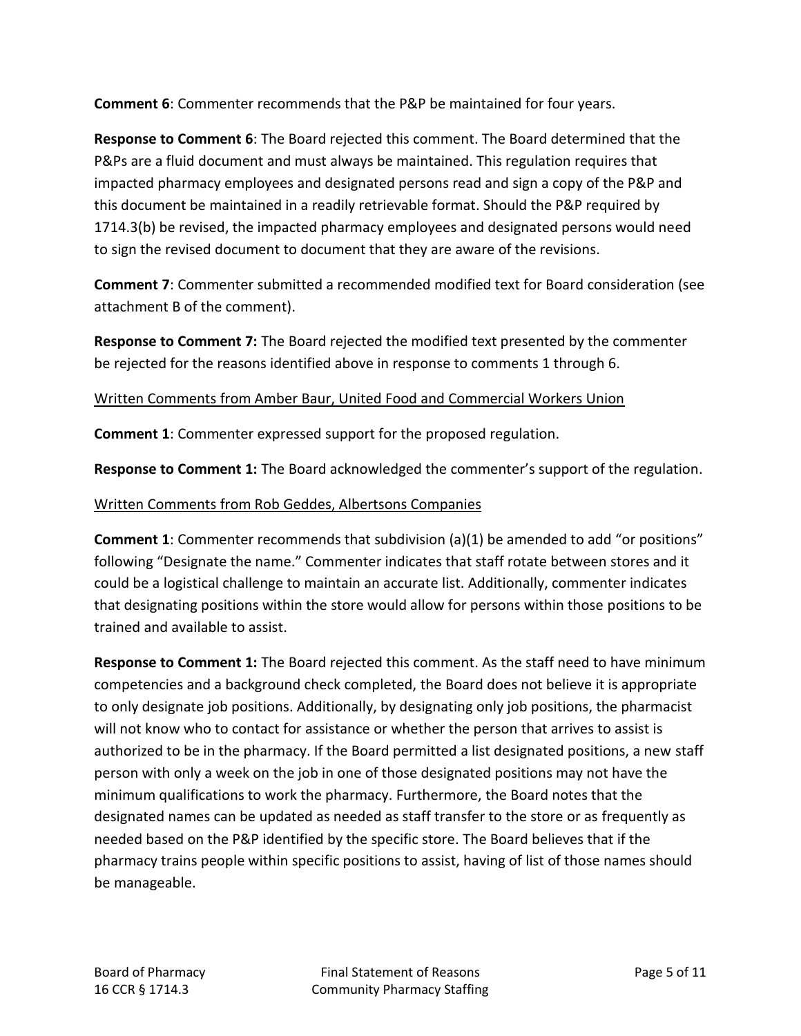**Comment 6**: Commenter recommends that the P&P be maintained for four years.

**Response to Comment 6**: The Board rejected this comment. The Board determined that the P&Ps are a fluid document and must always be maintained. This regulation requires that impacted pharmacy employees and designated persons read and sign a copy of the P&P and this document be maintained in a readily retrievable format. Should the P&P required by 1714.3(b) be revised, the impacted pharmacy employees and designated persons would need to sign the revised document to document that they are aware of the revisions.

**Comment 7**: Commenter submitted a recommended modified text for Board consideration (see attachment B of the comment).

**Response to Comment 7:** The Board rejected the modified text presented by the commenter be rejected for the reasons identified above in response to comments 1 through 6.

<u>Written Comments from Amber Baur, United Food and Commercial Workers Union</u>

**Comment 1**: Commenter expressed support for the proposed regulation.

**Response to Comment 1:** The Board acknowledged the commenter's support of the regulation.

<u>Written Comments from Rob Geddes, Albertsons Companies</u>

**Comment 1**: Commenter recommends that subdivision (a)(1) be amended to add "or positions" following "Designate the name." Commenter indicates that staff rotate between stores and it could be a logistical challenge to maintain an accurate list. Additionally, commenter indicates that designating positions within the store would allow for persons within those positions to be trained and available to assist.

**Response to Comment 1:** The Board rejected this comment. As the staff need to have minimum competencies and a background check completed, the Board does not believe it is appropriate to only designate job positions. Additionally, by designating only job positions, the pharmacist will not know who to contact for assistance or whether the person that arrives to assist is authorized to be in the pharmacy. If the Board permitted a list designated positions, a new staff person with only a week on the job in one of those designated positions may not have the minimum qualifications to work the pharmacy. Furthermore, the Board notes that the designated names can be updated as needed as staff transfer to the store or as frequently as needed based on the P&P identified by the specific store. The Board believes that if the pharmacy trains people within specific positions to assist, having of list of those names should be manageable.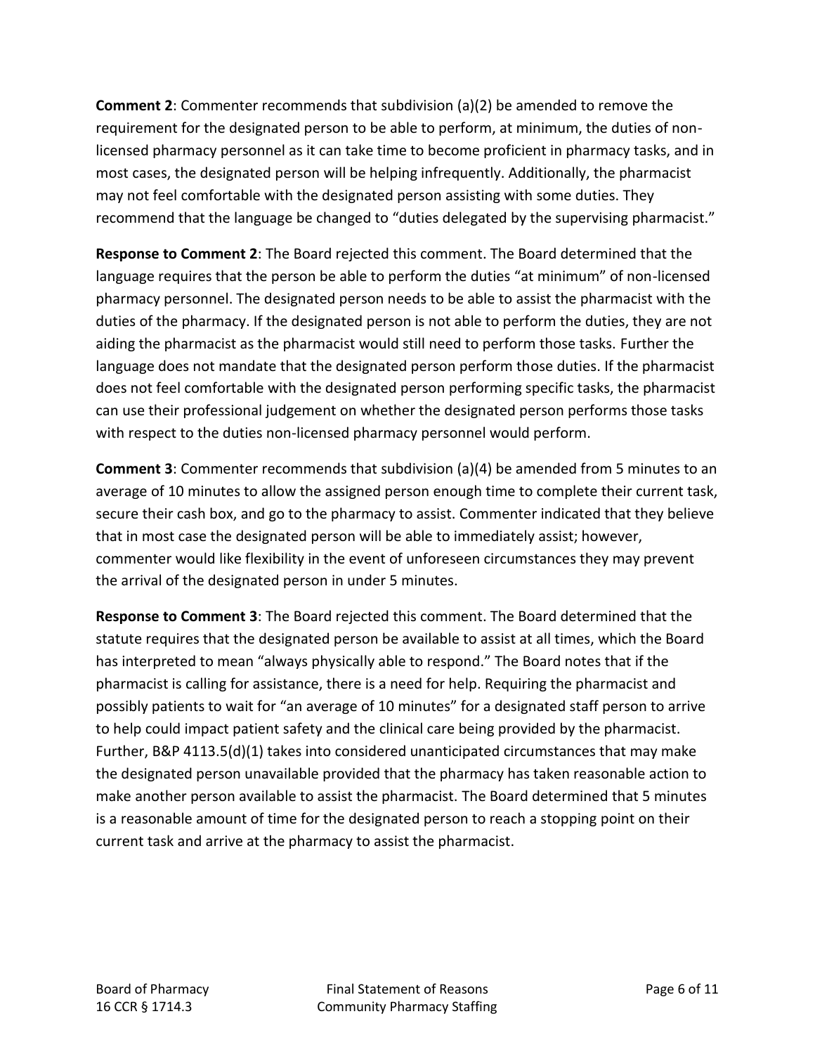**Comment 2**: Commenter recommends that subdivision (a)(2) be amended to remove the requirement for the designated person to be able to perform, at minimum, the duties of non-licensed pharmacy personnel as it can take time to become proficient in pharmacy tasks, and in most cases, the designated person will be helping infrequently. Additionally, the pharmacist may not feel comfortable with the designated person assisting with some duties. They recommend that the language be changed to "duties delegated by the supervising pharmacist."

**Response to Comment 2**: The Board rejected this comment. The Board determined that the language requires that the person be able to perform the duties "at minimum" of non-licensed pharmacy personnel. The designated person needs to be able to assist the pharmacist with the duties of the pharmacy. If the designated person is not able to perform the duties, they are not aiding the pharmacist as the pharmacist would still need to perform those tasks. Further the language does not mandate that the designated person perform those duties. If the pharmacist does not feel comfortable with the designated person performing specific tasks, the pharmacist can use their professional judgement on whether the designated person performs those tasks with respect to the duties non-licensed pharmacy personnel would perform.

**Comment 3**: Commenter recommends that subdivision (a)(4) be amended from 5 minutes to an average of 10 minutes to allow the assigned person enough time to complete their current task, secure their cash box, and go to the pharmacy to assist. Commenter indicated that they believe that in most case the designated person will be able to immediately assist; however, commenter would like flexibility in the event of unforeseen circumstances they may prevent the arrival of the designated person in under 5 minutes.

**Response to Comment 3**: The Board rejected this comment. The Board determined that the statute requires that the designated person be available to assist at all times, which the Board has interpreted to mean "always physically able to respond." The Board notes that if the pharmacist is calling for assistance, there is a need for help. Requiring the pharmacist and possibly patients to wait for "an average of 10 minutes" for a designated staff person to arrive to help could impact patient safety and the clinical care being provided by the pharmacist. Further, B&P 4113.5(d)(1) takes into considered unanticipated circumstances that may make the designated person unavailable provided that the pharmacy has taken reasonable action to make another person available to assist the pharmacist. The Board determined that 5 minutes is a reasonable amount of time for the designated person to reach a stopping point on their current task and arrive at the pharmacy to assist the pharmacist.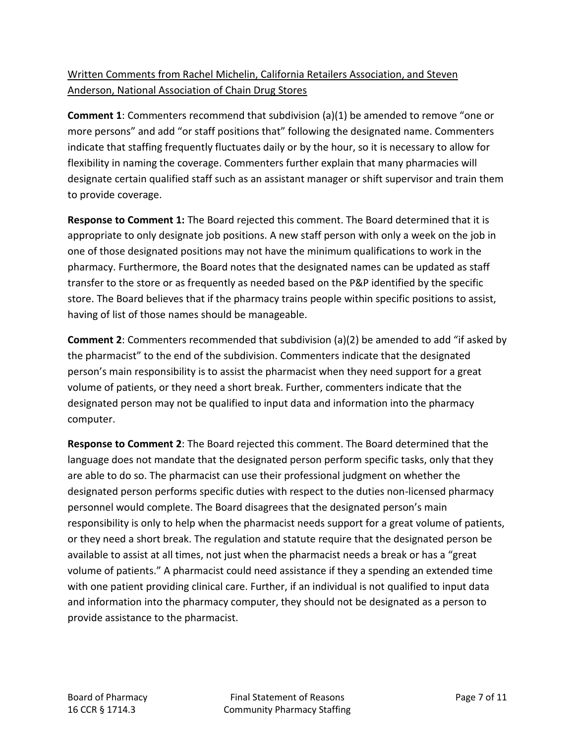<u>Written Comments from Rachel Michelin, California Retailers Association, and Steven Anderson, National Association of Chain Drug Stores</u>

**Comment 1**: Commenters recommend that subdivision (a)(1) be amended to remove "one or more persons" and add "or staff positions that" following the designated name. Commenters indicate that staffing frequently fluctuates daily or by the hour, so it is necessary to allow for flexibility in naming the coverage. Commenters further explain that many pharmacies will designate certain qualified staff such as an assistant manager or shift supervisor and train them to provide coverage.

**Response to Comment 1:** The Board rejected this comment. The Board determined that it is appropriate to only designate job positions. A new staff person with only a week on the job in one of those designated positions may not have the minimum qualifications to work in the pharmacy. Furthermore, the Board notes that the designated names can be updated as staff transfer to the store or as frequently as needed based on the P&P identified by the specific store. The Board believes that if the pharmacy trains people within specific positions to assist, having of list of those names should be manageable.

**Comment 2**: Commenters recommended that subdivision (a)(2) be amended to add "if asked by the pharmacist" to the end of the subdivision. Commenters indicate that the designated person's main responsibility is to assist the pharmacist when they need support for a great volume of patients, or they need a short break. Further, commenters indicate that the designated person may not be qualified to input data and information into the pharmacy computer.

**Response to Comment 2**: The Board rejected this comment. The Board determined that the language does not mandate that the designated person perform specific tasks, only that they are able to do so. The pharmacist can use their professional judgment on whether the designated person performs specific duties with respect to the duties non-licensed pharmacy personnel would complete. The Board disagrees that the designated person's main responsibility is only to help when the pharmacist needs support for a great volume of patients, or they need a short break. The regulation and statute require that the designated person be available to assist at all times, not just when the pharmacist needs a break or has a "great volume of patients." A pharmacist could need assistance if they a spending an extended time with one patient providing clinical care. Further, if an individual is not qualified to input data and information into the pharmacy computer, they should not be designated as a person to provide assistance to the pharmacist.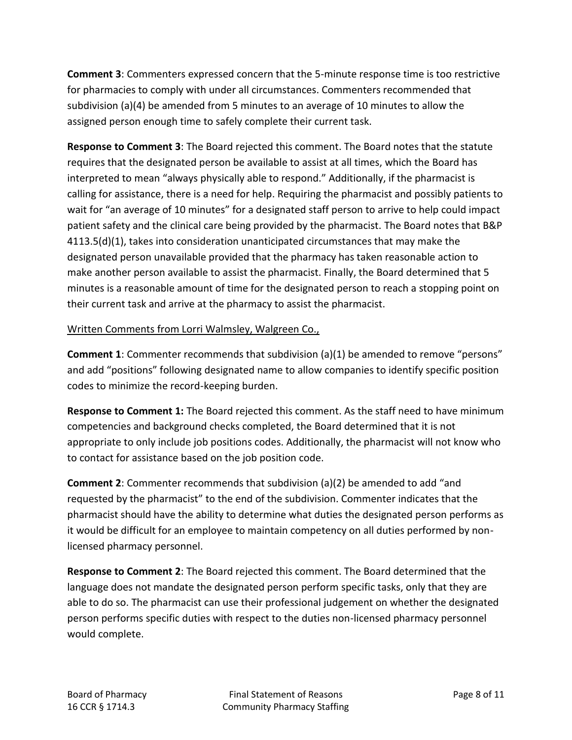**Comment 3**: Commenters expressed concern that the 5-minute response time is too restrictive for pharmacies to comply with under all circumstances. Commenters recommended that subdivision (a)(4) be amended from 5 minutes to an average of 10 minutes to allow the assigned person enough time to safely complete their current task.

**Response to Comment 3**: The Board rejected this comment. The Board notes that the statute requires that the designated person be available to assist at all times, which the Board has interpreted to mean "always physically able to respond." Additionally, if the pharmacist is calling for assistance, there is a need for help. Requiring the pharmacist and possibly patients to wait for "an average of 10 minutes" for a designated staff person to arrive to help could impact patient safety and the clinical care being provided by the pharmacist. The Board notes that B&P 4113.5(d)(1), takes into consideration unanticipated circumstances that may make the designated person unavailable provided that the pharmacy has taken reasonable action to make another person available to assist the pharmacist. Finally, the Board determined that 5 minutes is a reasonable amount of time for the designated person to reach a stopping point on their current task and arrive at the pharmacy to assist the pharmacist.

Written Comments from Lorri Walmsley, Walgreen Co.,

**Comment 1**: Commenter recommends that subdivision (a)(1) be amended to remove "persons" and add "positions" following designated name to allow companies to identify specific position codes to minimize the record-keeping burden.

**Response to Comment 1:** The Board rejected this comment. As the staff need to have minimum competencies and background checks completed, the Board determined that it is not appropriate to only include job positions codes. Additionally, the pharmacist will not know who to contact for assistance based on the job position code.

**Comment 2**: Commenter recommends that subdivision (a)(2) be amended to add "and requested by the pharmacist" to the end of the subdivision. Commenter indicates that the pharmacist should have the ability to determine what duties the designated person performs as it would be difficult for an employee to maintain competency on all duties performed by non-licensed pharmacy personnel.

**Response to Comment 2**: The Board rejected this comment. The Board determined that the language does not mandate the designated person perform specific tasks, only that they are able to do so. The pharmacist can use their professional judgement on whether the designated person performs specific duties with respect to the duties non-licensed pharmacy personnel would complete.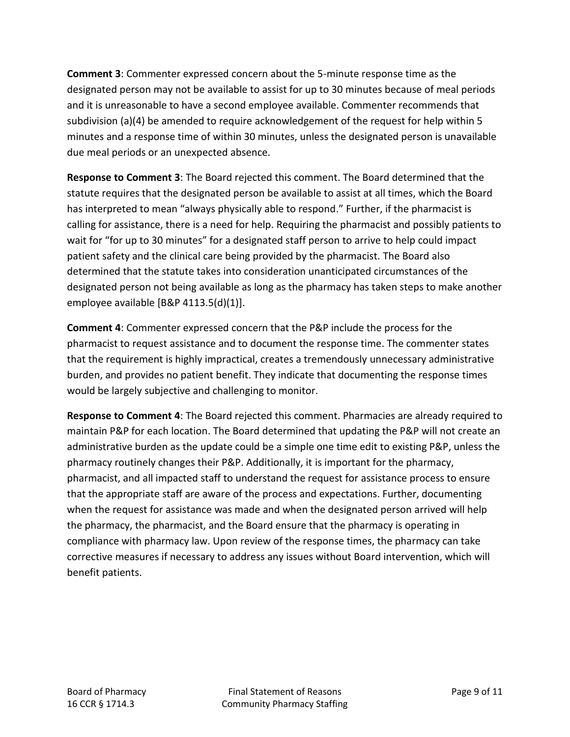**Comment 3**: Commenter expressed concern about the 5-minute response time as the designated person may not be available to assist for up to 30 minutes because of meal periods and it is unreasonable to have a second employee available. Commenter recommends that subdivision (a)(4) be amended to require acknowledgement of the request for help within 5 minutes and a response time of within 30 minutes, unless the designated person is unavailable due meal periods or an unexpected absence.

**Response to Comment 3**: The Board rejected this comment. The Board determined that the statute requires that the designated person be available to assist at all times, which the Board has interpreted to mean "always physically able to respond." Further, if the pharmacist is calling for assistance, there is a need for help. Requiring the pharmacist and possibly patients to wait for "for up to 30 minutes" for a designated staff person to arrive to help could impact patient safety and the clinical care being provided by the pharmacist. The Board also determined that the statute takes into consideration unanticipated circumstances of the designated person not being available as long as the pharmacy has taken steps to make another employee available [B&P 4113.5(d)(1)].

**Comment 4**: Commenter expressed concern that the P&P include the process for the pharmacist to request assistance and to document the response time. The commenter states that the requirement is highly impractical, creates a tremendously unnecessary administrative burden, and provides no patient benefit. They indicate that documenting the response times would be largely subjective and challenging to monitor.

**Response to Comment 4**: The Board rejected this comment. Pharmacies are already required to maintain P&P for each location. The Board determined that updating the P&P will not create an administrative burden as the update could be a simple one time edit to existing P&P, unless the pharmacy routinely changes their P&P. Additionally, it is important for the pharmacy, pharmacist, and all impacted staff to understand the request for assistance process to ensure that the appropriate staff are aware of the process and expectations. Further, documenting when the request for assistance was made and when the designated person arrived will help the pharmacy, the pharmacist, and the Board ensure that the pharmacy is operating in compliance with pharmacy law. Upon review of the response times, the pharmacy can take corrective measures if necessary to address any issues without Board intervention, which will benefit patients.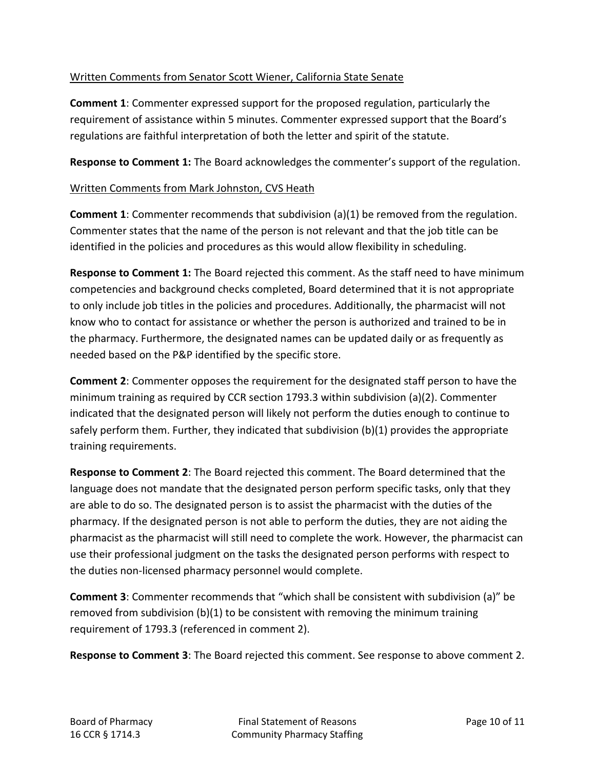Written Comments from Senator Scott Wiener, California State Senate

**Comment 1**: Commenter expressed support for the proposed regulation, particularly the requirement of assistance within 5 minutes. Commenter expressed support that the Board's regulations are faithful interpretation of both the letter and spirit of the statute.

**Response to Comment 1:** The Board acknowledges the commenter's support of the regulation.

Written Comments from Mark Johnston, CVS Heath

**Comment 1**: Commenter recommends that subdivision (a)(1) be removed from the regulation. Commenter states that the name of the person is not relevant and that the job title can be identified in the policies and procedures as this would allow flexibility in scheduling.

**Response to Comment 1:** The Board rejected this comment. As the staff need to have minimum competencies and background checks completed, Board determined that it is not appropriate to only include job titles in the policies and procedures. Additionally, the pharmacist will not know who to contact for assistance or whether the person is authorized and trained to be in the pharmacy. Furthermore, the designated names can be updated daily or as frequently as needed based on the P&P identified by the specific store.

**Comment 2**: Commenter opposes the requirement for the designated staff person to have the minimum training as required by CCR section 1793.3 within subdivision (a)(2). Commenter indicated that the designated person will likely not perform the duties enough to continue to safely perform them. Further, they indicated that subdivision (b)(1) provides the appropriate training requirements.

**Response to Comment 2**: The Board rejected this comment. The Board determined that the language does not mandate that the designated person perform specific tasks, only that they are able to do so. The designated person is to assist the pharmacist with the duties of the pharmacy. If the designated person is not able to perform the duties, they are not aiding the pharmacist as the pharmacist will still need to complete the work. However, the pharmacist can use their professional judgment on the tasks the designated person performs with respect to the duties non-licensed pharmacy personnel would complete.

**Comment 3**: Commenter recommends that "which shall be consistent with subdivision (a)" be removed from subdivision (b)(1) to be consistent with removing the minimum training requirement of 1793.3 (referenced in comment 2).

**Response to Comment 3**: The Board rejected this comment. See response to above comment 2.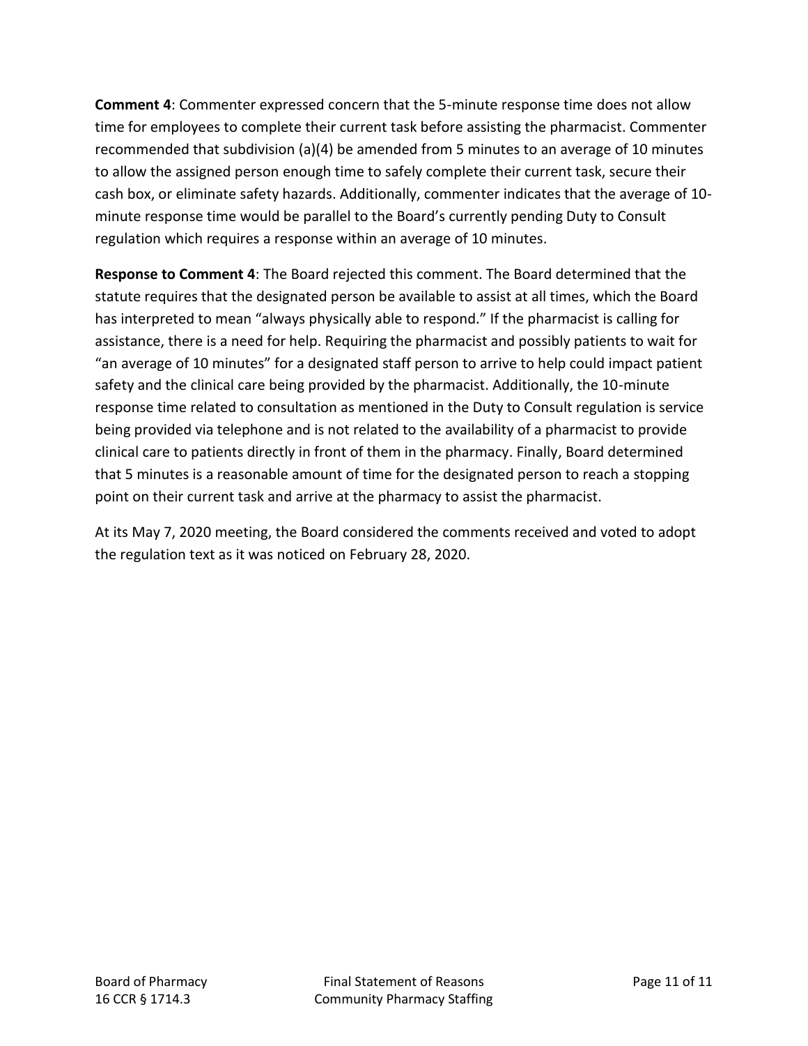**Comment 4**: Commenter expressed concern that the 5-minute response time does not allow time for employees to complete their current task before assisting the pharmacist. Commenter recommended that subdivision (a)(4) be amended from 5 minutes to an average of 10 minutes to allow the assigned person enough time to safely complete their current task, secure their cash box, or eliminate safety hazards. Additionally, commenter indicates that the average of 10-minute response time would be parallel to the Board's currently pending Duty to Consult regulation which requires a response within an average of 10 minutes.

**Response to Comment 4**: The Board rejected this comment. The Board determined that the statute requires that the designated person be available to assist at all times, which the Board has interpreted to mean "always physically able to respond." If the pharmacist is calling for assistance, there is a need for help. Requiring the pharmacist and possibly patients to wait for "an average of 10 minutes" for a designated staff person to arrive to help could impact patient safety and the clinical care being provided by the pharmacist. Additionally, the 10-minute response time related to consultation as mentioned in the Duty to Consult regulation is service being provided via telephone and is not related to the availability of a pharmacist to provide clinical care to patients directly in front of them in the pharmacy. Finally, Board determined that 5 minutes is a reasonable amount of time for the designated person to reach a stopping point on their current task and arrive at the pharmacy to assist the pharmacist.

At its May 7, 2020 meeting, the Board considered the comments received and voted to adopt the regulation text as it was noticed on February 28, 2020.